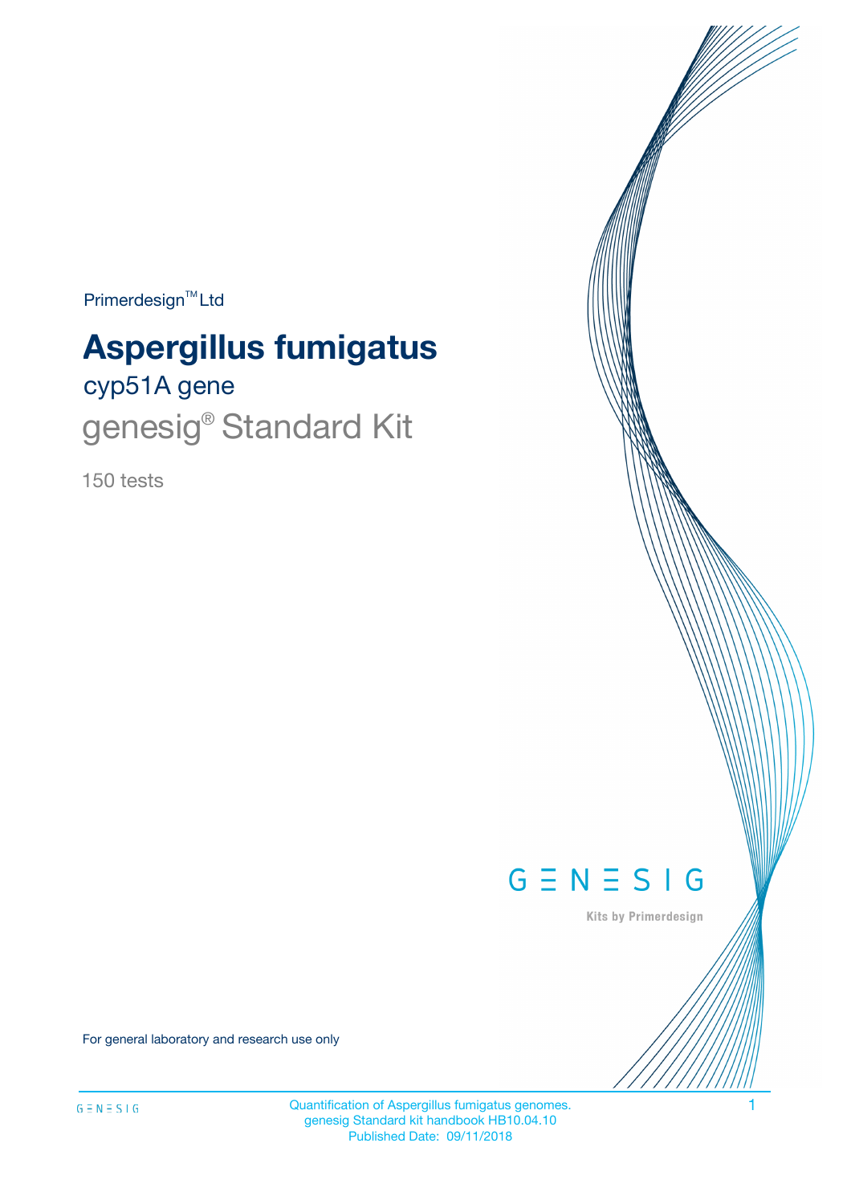Primerdesign™ Ltd

# Aspergillus fumigatus

## cyp51A gene

## genesig® Standard Kit

150 tests

G Ξ N Ξ S I G

Kits by Primerdesign

For general laboratory and research use only

Quantification of Aspergillus fumigatus genomes.
genesig Standard kit handbook HB10.04.10
Published Date: 09/11/2018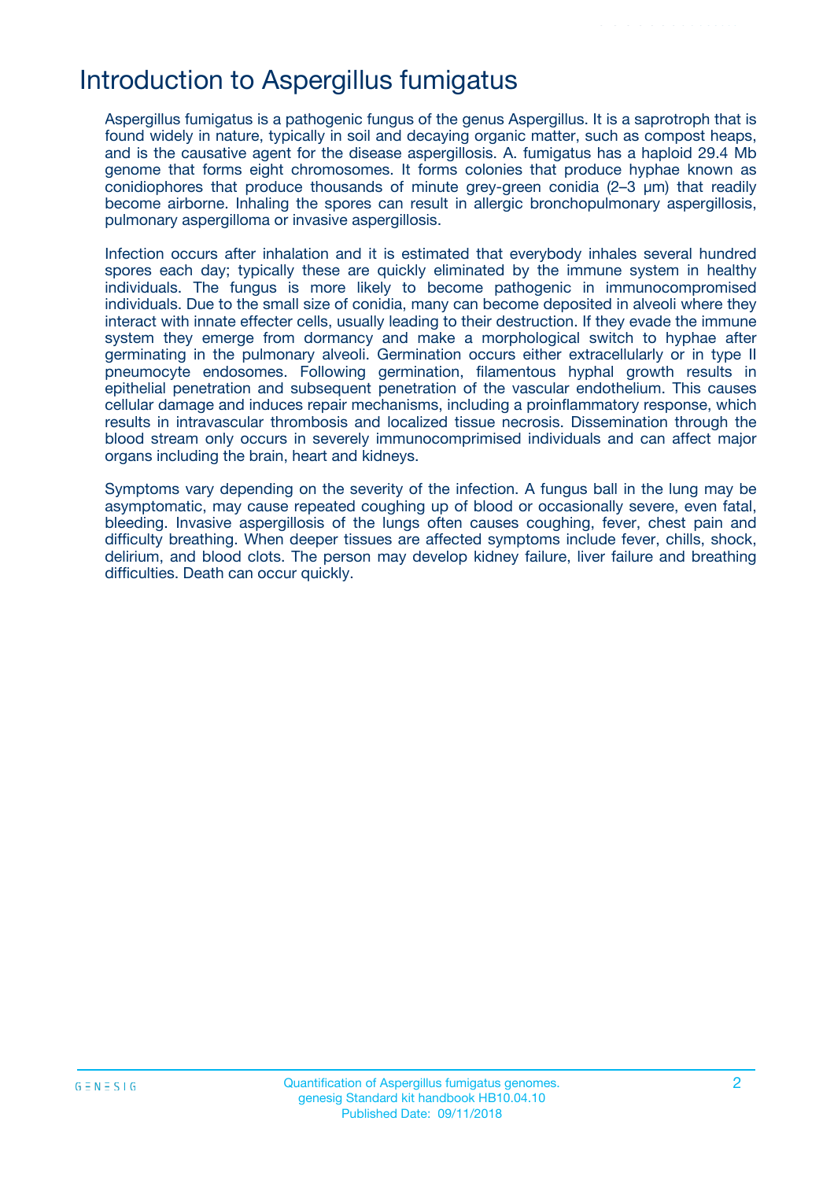# Introduction to Aspergillus fumigatus

Aspergillus fumigatus is a pathogenic fungus of the genus Aspergillus. It is a saprotroph that is found widely in nature, typically in soil and decaying organic matter, such as compost heaps, and is the causative agent for the disease aspergillosis. A. fumigatus has a haploid 29.4 Mb genome that forms eight chromosomes. It forms colonies that produce hyphae known as conidiophores that produce thousands of minute grey-green conidia (2–3 μm) that readily become airborne. Inhaling the spores can result in allergic bronchopulmonary aspergillosis, pulmonary aspergilloma or invasive aspergillosis.

Infection occurs after inhalation and it is estimated that everybody inhales several hundred spores each day; typically these are quickly eliminated by the immune system in healthy individuals. The fungus is more likely to become pathogenic in immunocompromised individuals. Due to the small size of conidia, many can become deposited in alveoli where they interact with innate effecter cells, usually leading to their destruction. If they evade the immune system they emerge from dormancy and make a morphological switch to hyphae after germinating in the pulmonary alveoli. Germination occurs either extracellularly or in type II pneumocyte endosomes. Following germination, filamentous hyphal growth results in epithelial penetration and subsequent penetration of the vascular endothelium. This causes cellular damage and induces repair mechanisms, including a proinflammatory response, which results in intravascular thrombosis and localized tissue necrosis. Dissemination through the blood stream only occurs in severely immunocomprimised individuals and can affect major organs including the brain, heart and kidneys.

Symptoms vary depending on the severity of the infection. A fungus ball in the lung may be asymptomatic, may cause repeated coughing up of blood or occasionally severe, even fatal, bleeding. Invasive aspergillosis of the lungs often causes coughing, fever, chest pain and difficulty breathing. When deeper tissues are affected symptoms include fever, chills, shock, delirium, and blood clots. The person may develop kidney failure, liver failure and breathing difficulties. Death can occur quickly.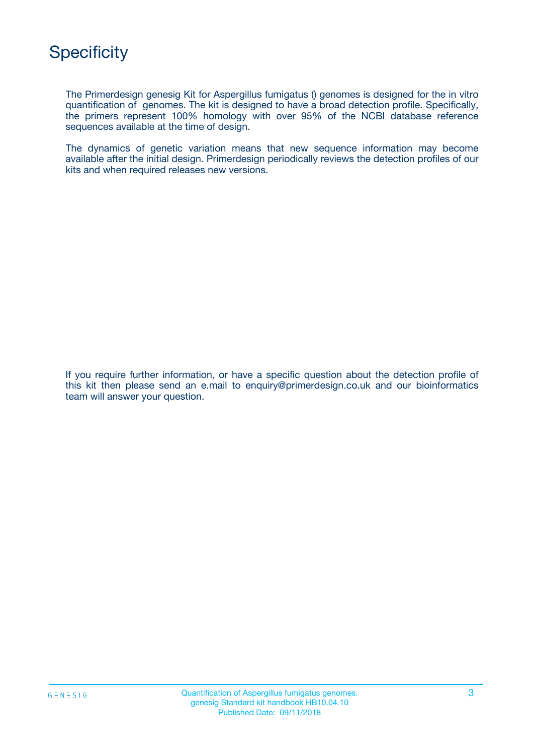# Specificity

The Primerdesign genesig Kit for Aspergillus fumigatus () genomes is designed for the in vitro quantification of  genomes. The kit is designed to have a broad detection profile. Specifically, the primers represent 100% homology with over 95% of the NCBI database reference sequences available at the time of design.

The dynamics of genetic variation means that new sequence information may become available after the initial design. Primerdesign periodically reviews the detection profiles of our kits and when required releases new versions.

If you require further information, or have a specific question about the detection profile of this kit then please send an e.mail to enquiry@primerdesign.co.uk and our bioinformatics team will answer your question.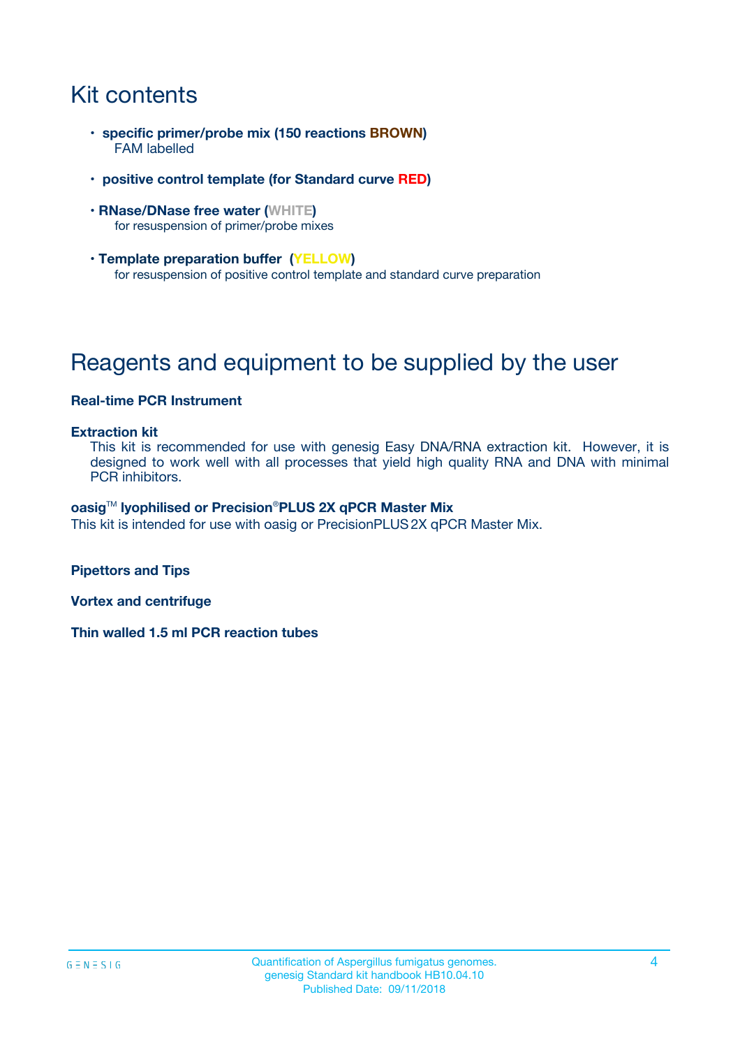# Kit contents

- **specific primer/probe mix (150 reactions BROWN)**
  FAM labelled
- **positive control template (for Standard curve RED)**
- **RNase/DNase free water (WHITE)**
  for resuspension of primer/probe mixes
- **Template preparation buffer (YELLOW)**
  for resuspension of positive control template and standard curve preparation

# Reagents and equipment to be supplied by the user

**Real-time PCR Instrument**

**Extraction kit**
This kit is recommended for use with genesig Easy DNA/RNA extraction kit. However, it is designed to work well with all processes that yield high quality RNA and DNA with minimal PCR inhibitors.

**oasig™ lyophilised or Precision®PLUS 2X qPCR Master Mix**
This kit is intended for use with oasig or PrecisionPLUS 2X qPCR Master Mix.

**Pipettors and Tips**

**Vortex and centrifuge**

**Thin walled 1.5 ml PCR reaction tubes**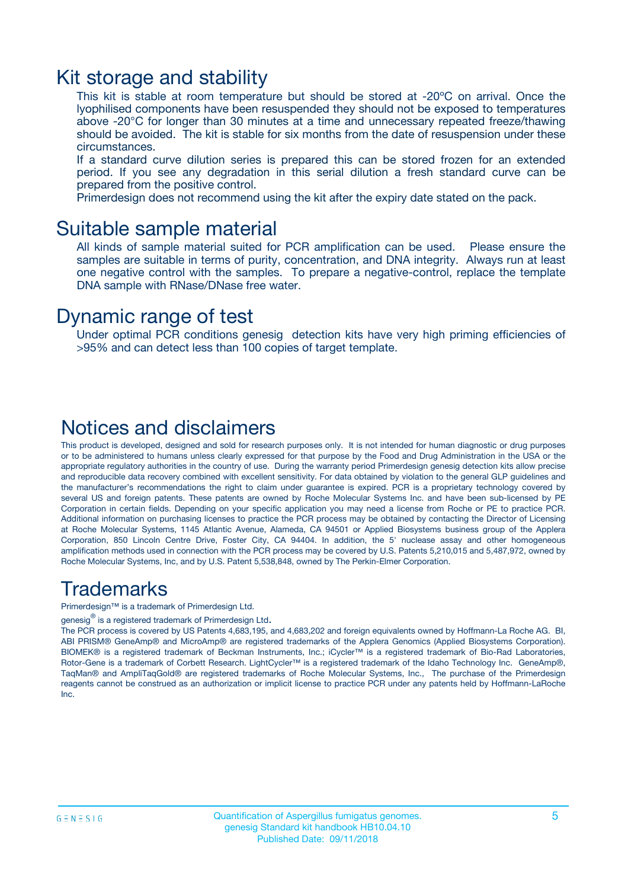# Kit storage and stability

This kit is stable at room temperature but should be stored at -20ºC on arrival. Once the lyophilised components have been resuspended they should not be exposed to temperatures above -20°C for longer than 30 minutes at a time and unnecessary repeated freeze/thawing should be avoided. The kit is stable for six months from the date of resuspension under these circumstances.

If a standard curve dilution series is prepared this can be stored frozen for an extended period. If you see any degradation in this serial dilution a fresh standard curve can be prepared from the positive control.

Primerdesign does not recommend using the kit after the expiry date stated on the pack.

# Suitable sample material

All kinds of sample material suited for PCR amplification can be used. Please ensure the samples are suitable in terms of purity, concentration, and DNA integrity. Always run at least one negative control with the samples. To prepare a negative-control, replace the template DNA sample with RNase/DNase free water.

# Dynamic range of test

Under optimal PCR conditions genesig detection kits have very high priming efficiencies of >95% and can detect less than 100 copies of target template.

# Notices and disclaimers

This product is developed, designed and sold for research purposes only. It is not intended for human diagnostic or drug purposes or to be administered to humans unless clearly expressed for that purpose by the Food and Drug Administration in the USA or the appropriate regulatory authorities in the country of use. During the warranty period Primerdesign genesig detection kits allow precise and reproducible data recovery combined with excellent sensitivity. For data obtained by violation to the general GLP guidelines and the manufacturer's recommendations the right to claim under guarantee is expired. PCR is a proprietary technology covered by several US and foreign patents. These patents are owned by Roche Molecular Systems Inc. and have been sub-licensed by PE Corporation in certain fields. Depending on your specific application you may need a license from Roche or PE to practice PCR. Additional information on purchasing licenses to practice the PCR process may be obtained by contacting the Director of Licensing at Roche Molecular Systems, 1145 Atlantic Avenue, Alameda, CA 94501 or Applied Biosystems business group of the Applera Corporation, 850 Lincoln Centre Drive, Foster City, CA 94404. In addition, the 5' nuclease assay and other homogeneous amplification methods used in connection with the PCR process may be covered by U.S. Patents 5,210,015 and 5,487,972, owned by Roche Molecular Systems, Inc, and by U.S. Patent 5,538,848, owned by The Perkin-Elmer Corporation.

# Trademarks

Primerdesign™ is a trademark of Primerdesign Ltd.

genesig® is a registered trademark of Primerdesign Ltd.

The PCR process is covered by US Patents 4,683,195, and 4,683,202 and foreign equivalents owned by Hoffmann-La Roche AG. BI, ABI PRISM® GeneAmp® and MicroAmp® are registered trademarks of the Applera Genomics (Applied Biosystems Corporation). BIOMEK® is a registered trademark of Beckman Instruments, Inc.; iCycler™ is a registered trademark of Bio-Rad Laboratories, Rotor-Gene is a trademark of Corbett Research. LightCycler™ is a registered trademark of the Idaho Technology Inc. GeneAmp®, TaqMan® and AmpliTaqGold® are registered trademarks of Roche Molecular Systems, Inc., The purchase of the Primerdesign reagents cannot be construed as an authorization or implicit license to practice PCR under any patents held by Hoffmann-LaRoche Inc.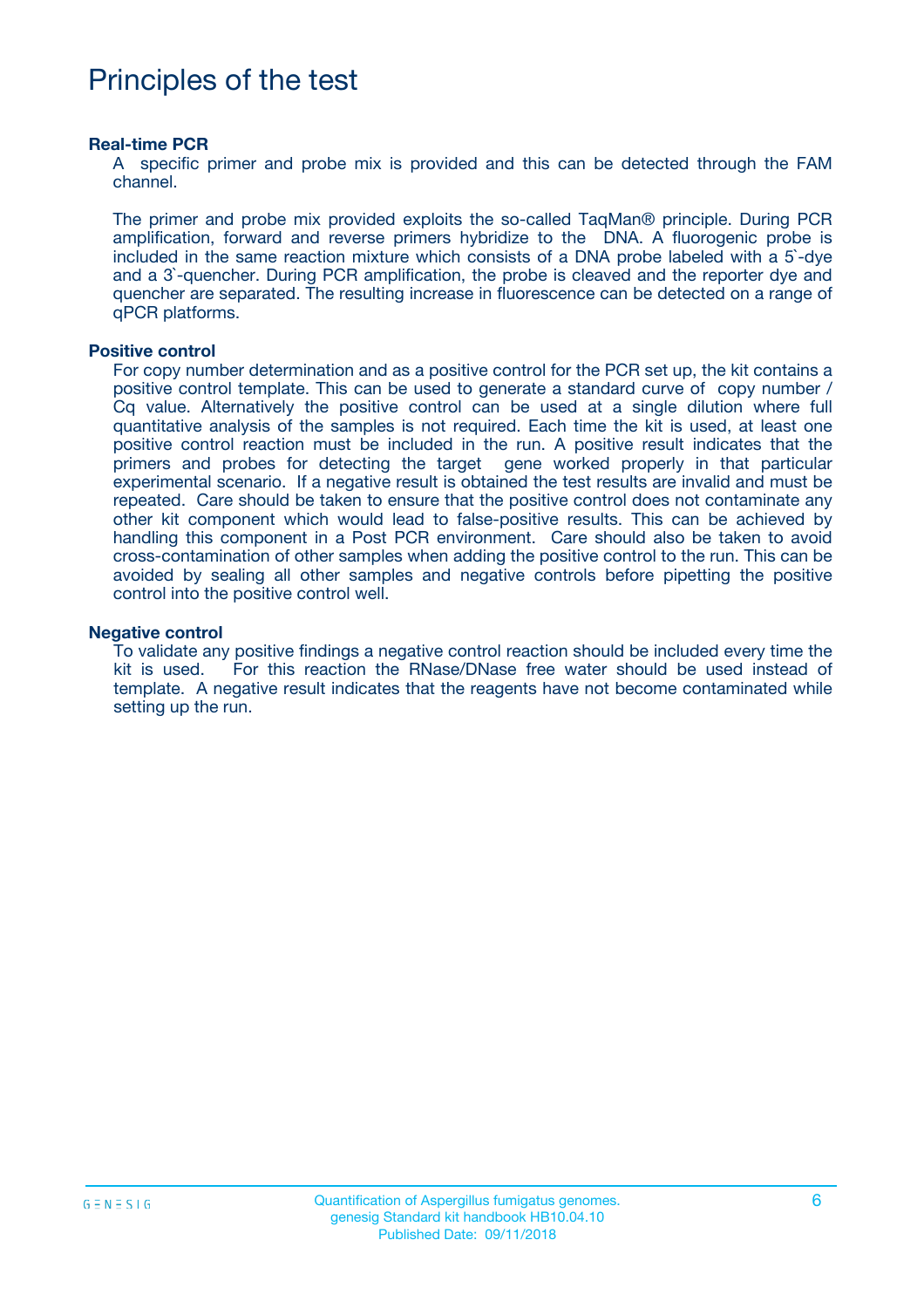# Principles of the test

### Real-time PCR

A specific primer and probe mix is provided and this can be detected through the FAM channel.

The primer and probe mix provided exploits the so-called TaqMan® principle. During PCR amplification, forward and reverse primers hybridize to the DNA. A fluorogenic probe is included in the same reaction mixture which consists of a DNA probe labeled with a 5`-dye and a 3`-quencher. During PCR amplification, the probe is cleaved and the reporter dye and quencher are separated. The resulting increase in fluorescence can be detected on a range of qPCR platforms.

### Positive control

For copy number determination and as a positive control for the PCR set up, the kit contains a positive control template. This can be used to generate a standard curve of copy number / Cq value. Alternatively the positive control can be used at a single dilution where full quantitative analysis of the samples is not required. Each time the kit is used, at least one positive control reaction must be included in the run. A positive result indicates that the primers and probes for detecting the target gene worked properly in that particular experimental scenario. If a negative result is obtained the test results are invalid and must be repeated. Care should be taken to ensure that the positive control does not contaminate any other kit component which would lead to false-positive results. This can be achieved by handling this component in a Post PCR environment. Care should also be taken to avoid cross-contamination of other samples when adding the positive control to the run. This can be avoided by sealing all other samples and negative controls before pipetting the positive control into the positive control well.

### Negative control

To validate any positive findings a negative control reaction should be included every time the kit is used. For this reaction the RNase/DNase free water should be used instead of template. A negative result indicates that the reagents have not become contaminated while setting up the run.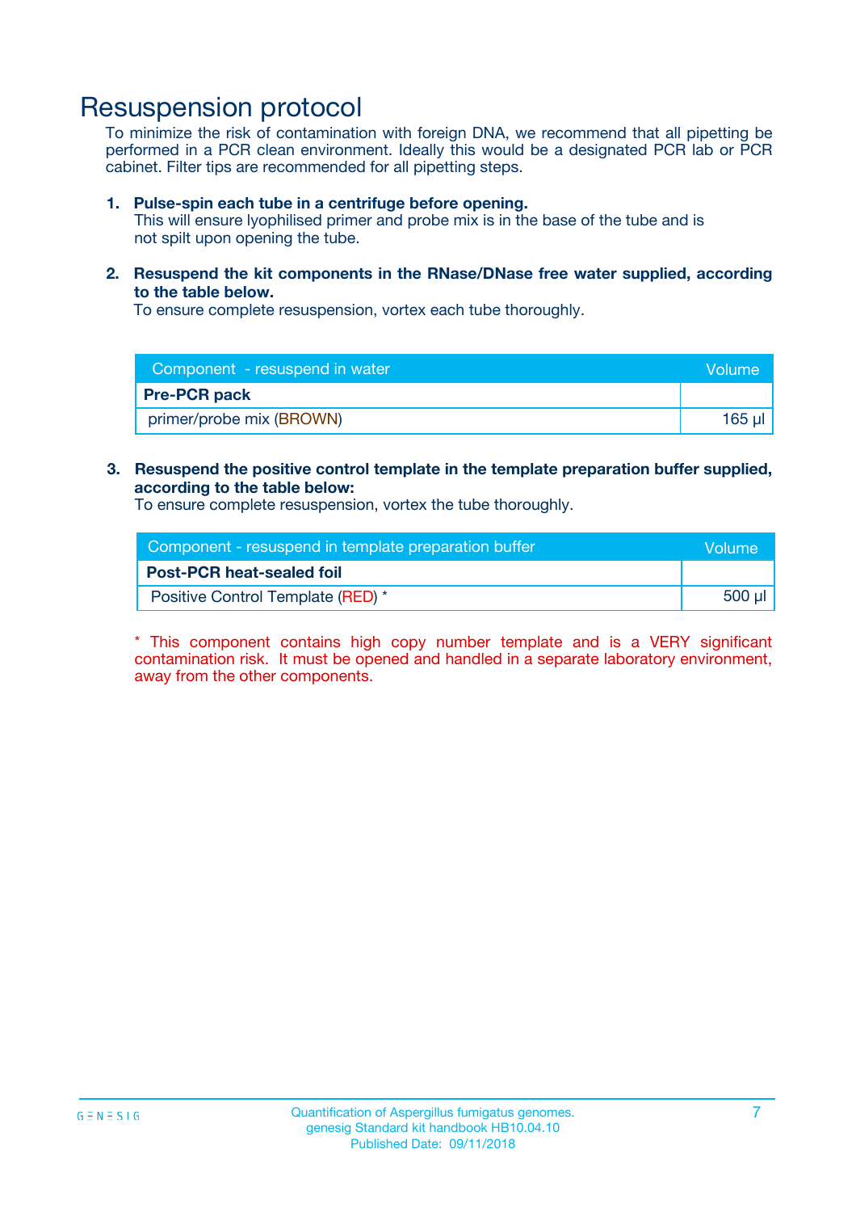# Resuspension protocol

To minimize the risk of contamination with foreign DNA, we recommend that all pipetting be performed in a PCR clean environment. Ideally this would be a designated PCR lab or PCR cabinet. Filter tips are recommended for all pipetting steps.

1. **Pulse-spin each tube in a centrifuge before opening.**
   This will ensure lyophilised primer and probe mix is in the base of the tube and is not spilt upon opening the tube.

2. **Resuspend the kit components in the RNase/DNase free water supplied, according to the table below.**
   To ensure complete resuspension, vortex each tube thoroughly.

| Component - resuspend in water | Volume |
|---|---|
| **Pre-PCR pack** | |
| primer/probe mix (BROWN) | 165 µl |

3. **Resuspend the positive control template in the template preparation buffer supplied, according to the table below:**
   To ensure complete resuspension, vortex the tube thoroughly.

| Component - resuspend in template preparation buffer | Volume |
|---|---|
| **Post-PCR heat-sealed foil** | |
| Positive Control Template (RED) * | 500 µl |

* This component contains high copy number template and is a VERY significant contamination risk. It must be opened and handled in a separate laboratory environment, away from the other components.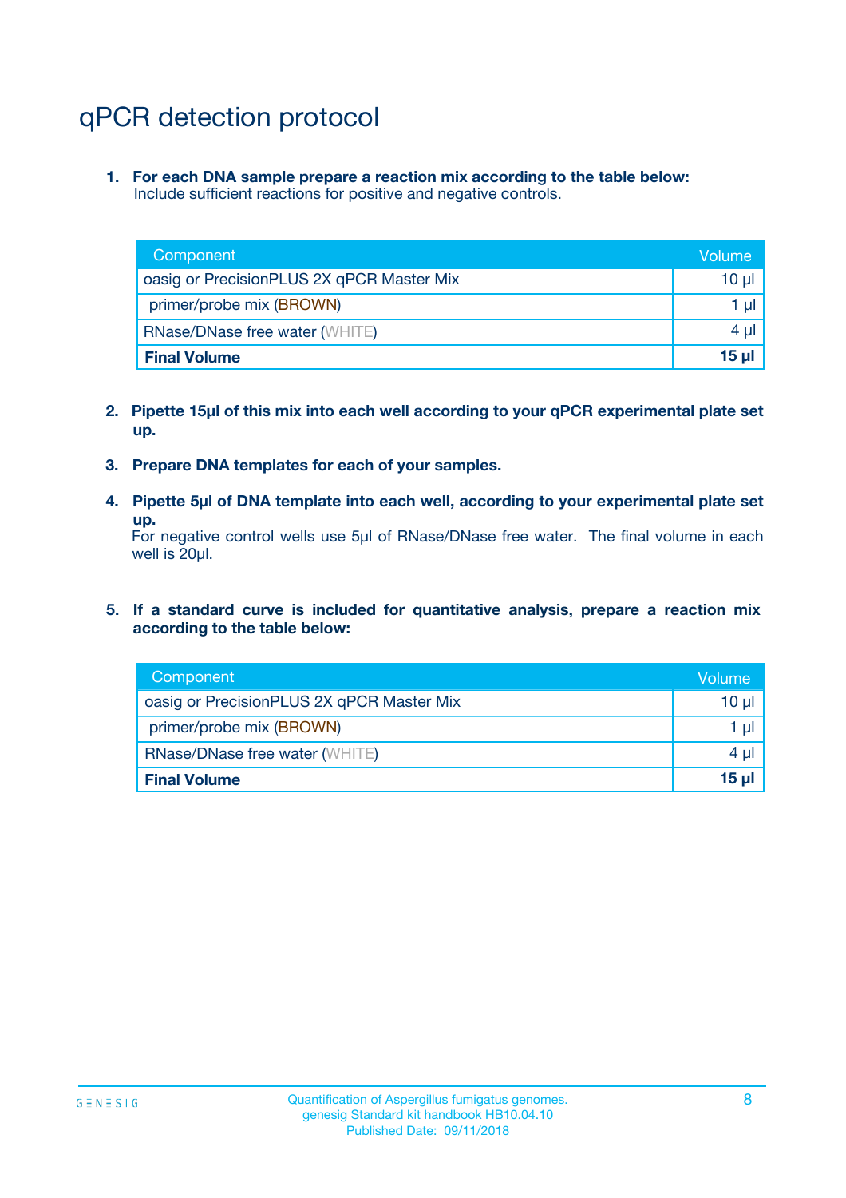# qPCR detection protocol

1. **For each DNA sample prepare a reaction mix according to the table below:**
   Include sufficient reactions for positive and negative controls.

| Component | Volume |
|---|---|
| oasig or PrecisionPLUS 2X qPCR Master Mix | 10 µl |
| primer/probe mix (BROWN) | 1 µl |
| RNase/DNase free water (WHITE) | 4 µl |
| **Final Volume** | **15 µl** |

2. **Pipette 15µl of this mix into each well according to your qPCR experimental plate set up.**

3. **Prepare DNA templates for each of your samples.**

4. **Pipette 5µl of DNA template into each well, according to your experimental plate set up.**
   For negative control wells use 5µl of RNase/DNase free water. The final volume in each well is 20µl.

5. **If a standard curve is included for quantitative analysis, prepare a reaction mix according to the table below:**

| Component | Volume |
|---|---|
| oasig or PrecisionPLUS 2X qPCR Master Mix | 10 µl |
| primer/probe mix (BROWN) | 1 µl |
| RNase/DNase free water (WHITE) | 4 µl |
| **Final Volume** | **15 µl** |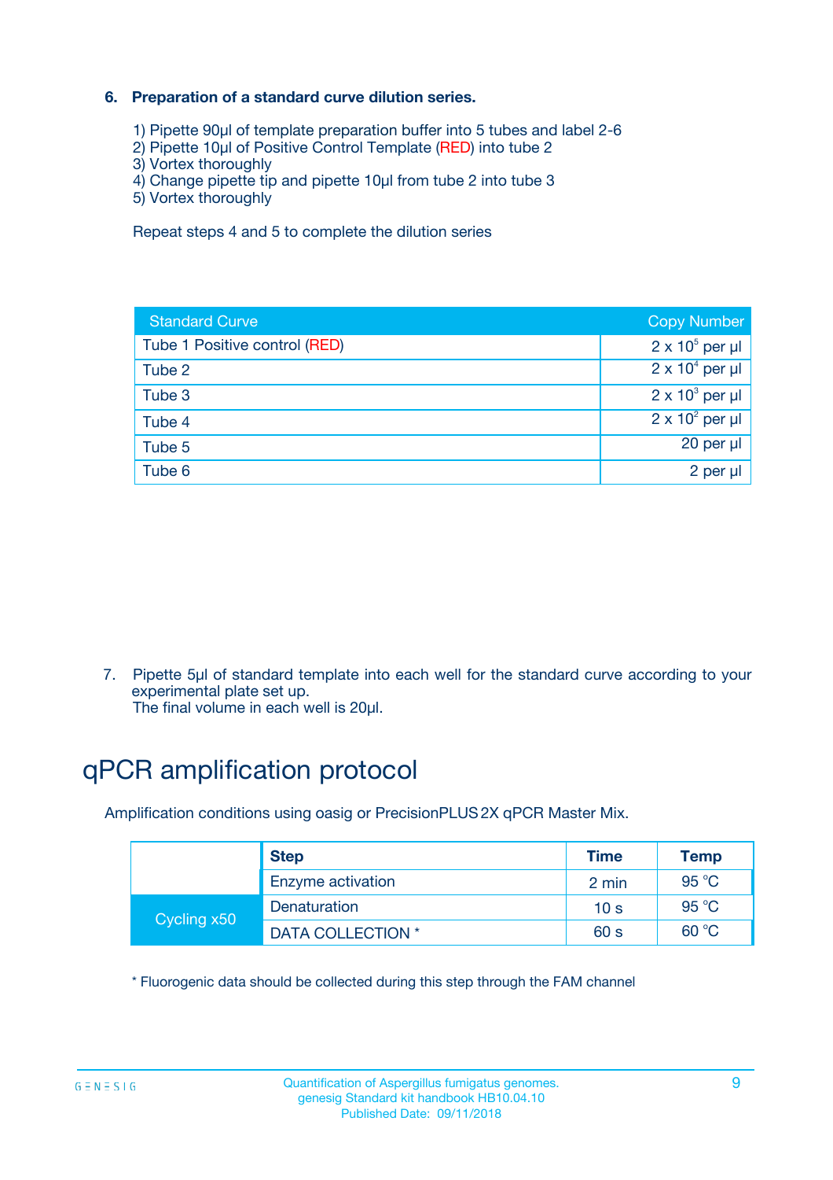### 6. Preparation of a standard curve dilution series.

1) Pipette 90µl of template preparation buffer into 5 tubes and label 2-6
2) Pipette 10µl of Positive Control Template (RED) into tube 2
3) Vortex thoroughly
4) Change pipette tip and pipette 10µl from tube 2 into tube 3
5) Vortex thoroughly

Repeat steps 4 and 5 to complete the dilution series

| Standard Curve | Copy Number |
|---|---|
| Tube 1 Positive control (RED) | $2 \times 10^5$ per µl |
| Tube 2 | $2 \times 10^4$ per µl |
| Tube 3 | $2 \times 10^3$ per µl |
| Tube 4 | $2 \times 10^2$ per µl |
| Tube 5 | 20 per µl |
| Tube 6 | 2 per µl |

7. Pipette 5µl of standard template into each well for the standard curve according to your experimental plate set up.
The final volume in each well is 20µl.

# qPCR amplification protocol

Amplification conditions using oasig or PrecisionPLUS 2X qPCR Master Mix.

| | Step | Time | Temp |
|---|---|---|---|
| | Enzyme activation | 2 min | 95 °C |
| Cycling x50 | Denaturation | 10 s | 95 °C |
| | DATA COLLECTION * | 60 s | 60 °C |

* Fluorogenic data should be collected during this step through the FAM channel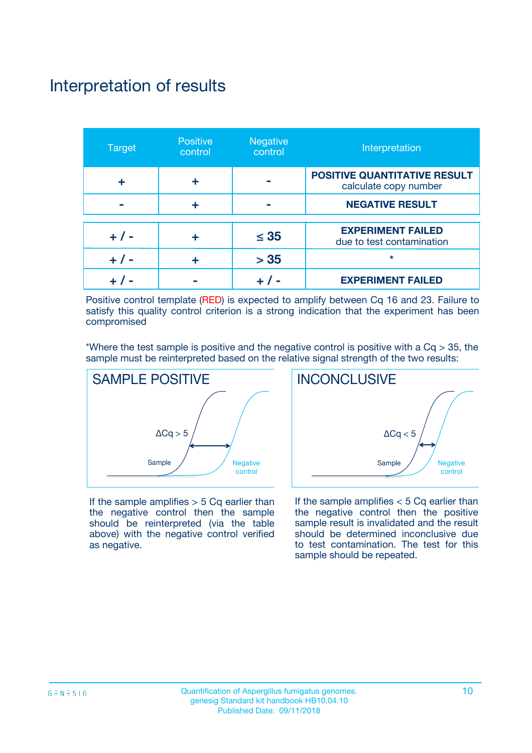# Interpretation of results

| Target | Positive control | Negative control | Interpretation |
|---|---|---|---|
| + | + | - | **POSITIVE QUANTITATIVE RESULT** calculate copy number |
| - | + | - | **NEGATIVE RESULT** |
| + / - | + | ≤ 35 | **EXPERIMENT FAILED** due to test contamination |
| + / - | + | > 35 | * |
| + / - | - | + / - | **EXPERIMENT FAILED** |

Positive control template (RED) is expected to amplify between Cq 16 and 23. Failure to satisfy this quality control criterion is a strong indication that the experiment has been compromised

*Where the test sample is positive and the negative control is positive with a Cq > 35, the sample must be reinterpreted based on the relative signal strength of the two results:

## SAMPLE POSITIVE

ΔCq > 5

Sample

Negative control

If the sample amplifies > 5 Cq earlier than the negative control then the sample should be reinterpreted (via the table above) with the negative control verified as negative.

## INCONCLUSIVE

ΔCq < 5

Sample

Negative control

If the sample amplifies < 5 Cq earlier than the negative control then the positive sample result is invalidated and the result should be determined inconclusive due to test contamination. The test for this sample should be repeated.